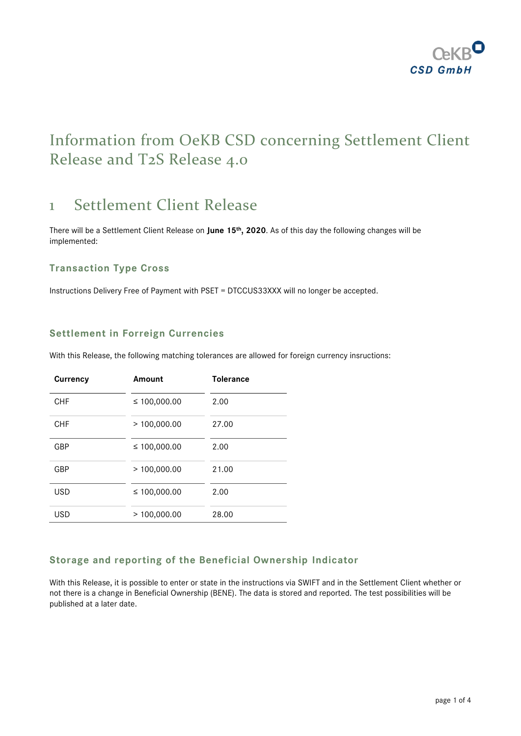# Information from OeKB CSD concerning Settlement Client Release and T2S Release 4.0

## 1 Settlement Client Release

There will be a Settlement Client Release on **June 15th, 2020**. As of this day the following changes will be implemented:

### Transaction Type Cross

Instructions Delivery Free of Payment with PSET = DTCCUS33XXX will no longer be accepted.

### Settlement in Forreign Currencies

With this Release, the following matching tolerances are allowed for foreign currency insructions:

| Currency | Amount | Tolerance |
|---|---|---|
| CHF | ≤ 100,000.00 | 2.00 |
| CHF | > 100,000.00 | 27.00 |
| GBP | ≤ 100,000.00 | 2.00 |
| GBP | > 100,000.00 | 21.00 |
| USD | ≤ 100,000.00 | 2.00 |
| USD | > 100,000.00 | 28.00 |

### Storage and reporting of the Beneficial Ownership Indicator

With this Release, it is possible to enter or state in the instructions via SWIFT and in the Settlement Client whether or not there is a change in Beneficial Ownership (BENE). The data is stored and reported. The test possibilities will be published at a later date.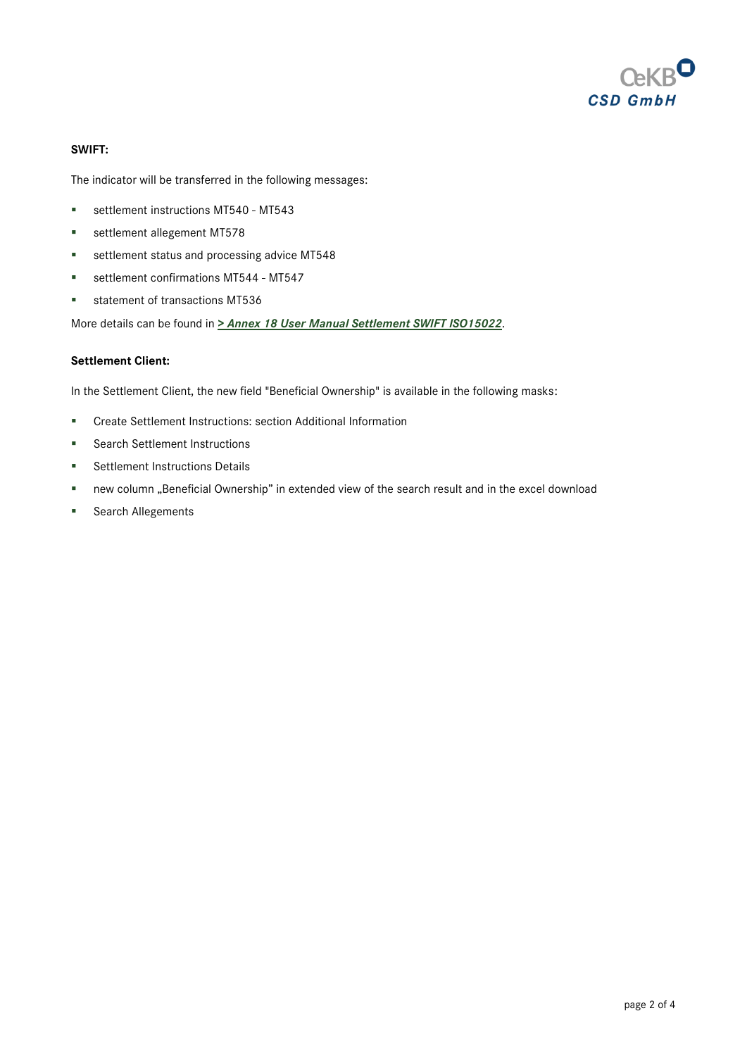**SWIFT:**

The indicator will be transferred in the following messages:

- settlement instructions MT540 - MT543
- settlement allegement MT578
- settlement status and processing advice MT548
- settlement confirmations MT544 - MT547
- statement of transactions MT536

More details can be found in ***> Annex 18 User Manual Settlement SWIFT ISO15022***.

**Settlement Client:**

In the Settlement Client, the new field "Beneficial Ownership" is available in the following masks:

- Create Settlement Instructions: section Additional Information
- Search Settlement Instructions
- Settlement Instructions Details
- new column „Beneficial Ownership" in extended view of the search result and in the excel download
- Search Allegements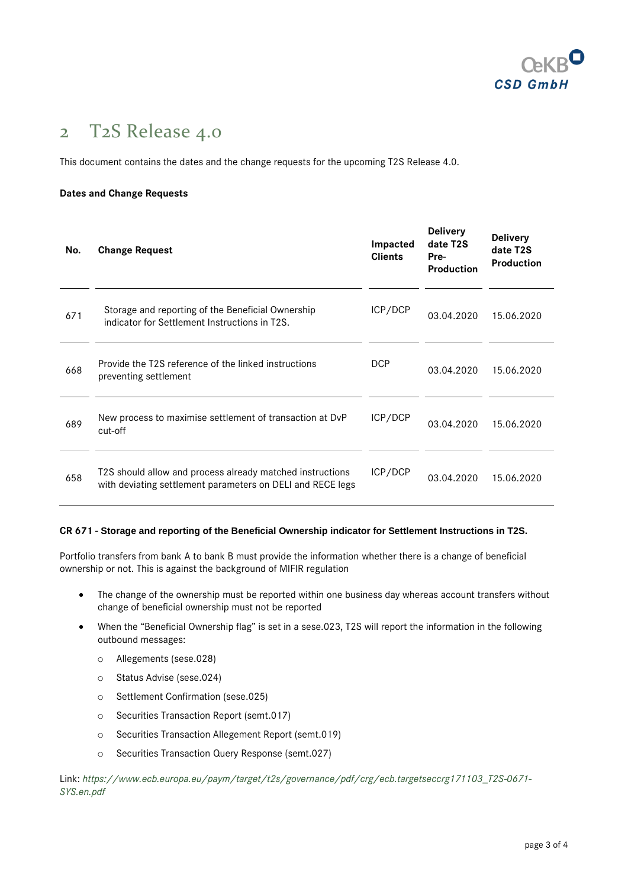# 2 T2S Release 4.0

This document contains the dates and the change requests for the upcoming T2S Release 4.0.

**Dates and Change Requests**

| No. | Change Request | Impacted Clients | Delivery date T2S Pre-Production | Delivery date T2S Production |
|---|---|---|---|---|
| 671 | Storage and reporting of the Beneficial Ownership indicator for Settlement Instructions in T2S. | ICP/DCP | 03.04.2020 | 15.06.2020 |
| 668 | Provide the T2S reference of the linked instructions preventing settlement | DCP | 03.04.2020 | 15.06.2020 |
| 689 | New process to maximise settlement of transaction at DvP cut-off | ICP/DCP | 03.04.2020 | 15.06.2020 |
| 658 | T2S should allow and process already matched instructions with deviating settlement parameters on DELI and RECE legs | ICP/DCP | 03.04.2020 | 15.06.2020 |

**CR 671 - Storage and reporting of the Beneficial Ownership indicator for Settlement Instructions in T2S.**

Portfolio transfers from bank A to bank B must provide the information whether there is a change of beneficial ownership or not. This is against the background of MIFIR regulation

- The change of the ownership must be reported within one business day whereas account transfers without change of beneficial ownership must not be reported
- When the "Beneficial Ownership flag" is set in a sese.023, T2S will report the information in the following outbound messages:
  - Allegements (sese.028)
  - Status Advise (sese.024)
  - Settlement Confirmation (sese.025)
  - Securities Transaction Report (semt.017)
  - Securities Transaction Allegement Report (semt.019)
  - Securities Transaction Query Response (semt.027)

Link: *https://www.ecb.europa.eu/paym/target/t2s/governance/pdf/crg/ecb.targetseccrg171103_T2S-0671-SYS.en.pdf*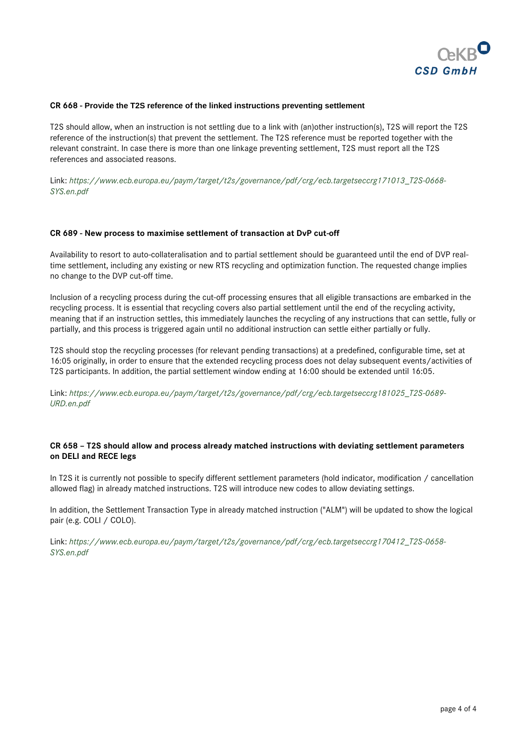**CR 668 - Provide the T2S reference of the linked instructions preventing settlement**

T2S should allow, when an instruction is not settling due to a link with (an)other instruction(s), T2S will report the T2S reference of the instruction(s) that prevent the settlement. The T2S reference must be reported together with the relevant constraint. In case there is more than one linkage preventing settlement, T2S must report all the T2S references and associated reasons.

Link: *https://www.ecb.europa.eu/paym/target/t2s/governance/pdf/crg/ecb.targetseccrg171013_T2S-0668-SYS.en.pdf*

**CR 689 - New process to maximise settlement of transaction at DvP cut-off**

Availability to resort to auto-collateralisation and to partial settlement should be guaranteed until the end of DVP real-time settlement, including any existing or new RTS recycling and optimization function. The requested change implies no change to the DVP cut-off time.

Inclusion of a recycling process during the cut-off processing ensures that all eligible transactions are embarked in the recycling process. It is essential that recycling covers also partial settlement until the end of the recycling activity, meaning that if an instruction settles, this immediately launches the recycling of any instructions that can settle, fully or partially, and this process is triggered again until no additional instruction can settle either partially or fully.

T2S should stop the recycling processes (for relevant pending transactions) at a predefined, configurable time, set at 16:05 originally, in order to ensure that the extended recycling process does not delay subsequent events/activities of T2S participants. In addition, the partial settlement window ending at 16:00 should be extended until 16:05.

Link: *https://www.ecb.europa.eu/paym/target/t2s/governance/pdf/crg/ecb.targetseccrg181025_T2S-0689-URD.en.pdf*

**CR 658 – T2S should allow and process already matched instructions with deviating settlement parameters on DELI and RECE legs**

In T2S it is currently not possible to specify different settlement parameters (hold indicator, modification / cancellation allowed flag) in already matched instructions. T2S will introduce new codes to allow deviating settings.

In addition, the Settlement Transaction Type in already matched instruction ("ALM") will be updated to show the logical pair (e.g. COLI / COLO).

Link: *https://www.ecb.europa.eu/paym/target/t2s/governance/pdf/crg/ecb.targetseccrg170412_T2S-0658-SYS.en.pdf*